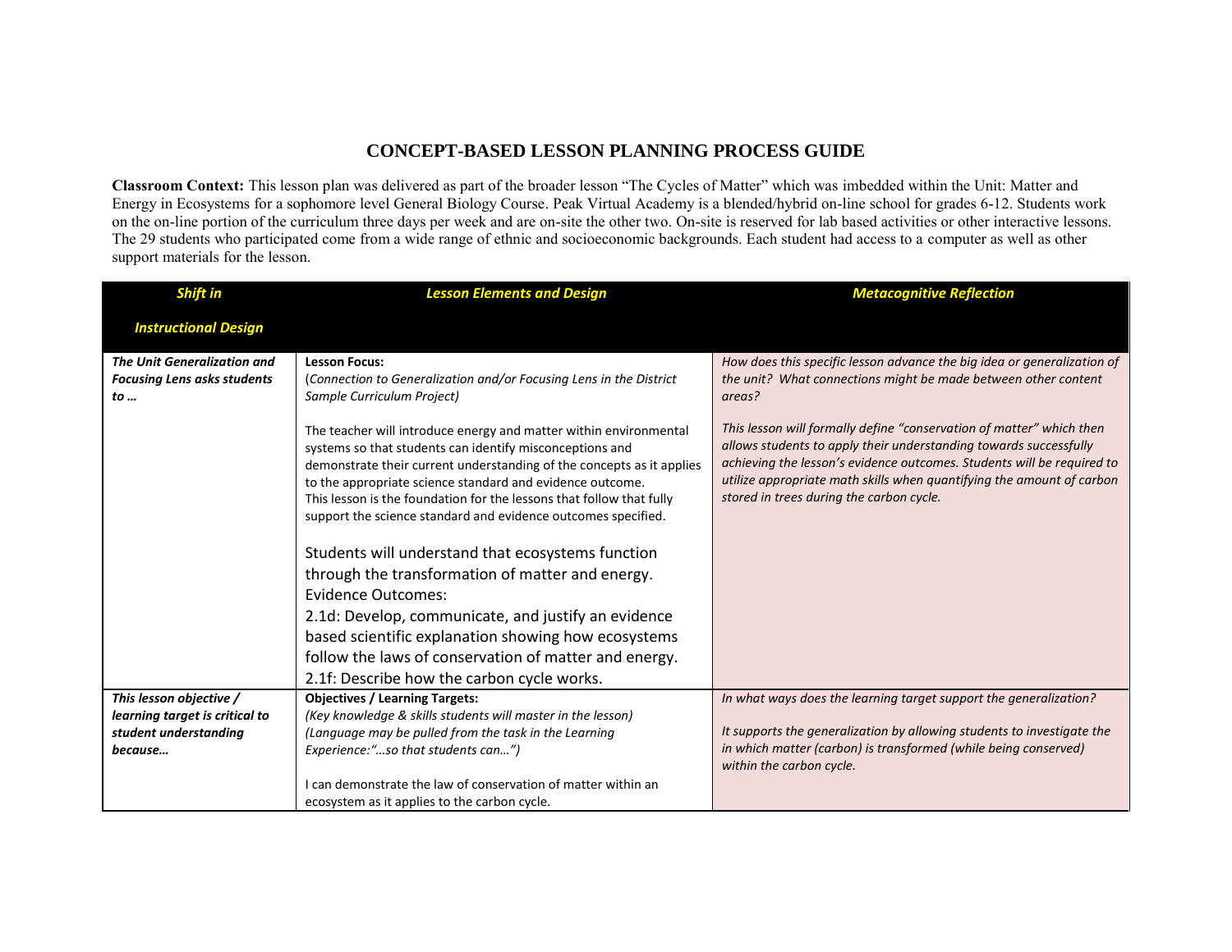# CONCEPT-BASED LESSON PLANNING PROCESS GUIDE

**Classroom Context:** This lesson plan was delivered as part of the broader lesson "The Cycles of Matter" which was imbedded within the Unit: Matter and Energy in Ecosystems for a sophomore level General Biology Course. Peak Virtual Academy is a blended/hybrid on-line school for grades 6-12. Students work on the on-line portion of the curriculum three days per week and are on-site the other two. On-site is reserved for lab based activities or other interactive lessons. The 29 students who participated come from a wide range of ethnic and socioeconomic backgrounds. Each student had access to a computer as well as other support materials for the lesson.

| *Shift in Instructional Design* | *Lesson Elements and Design* | *Metacognitive Reflection* |
|---|---|---|
| ***The Unit Generalization and Focusing Lens asks students to …*** | **Lesson Focus:**<br>(*Connection to Generalization and/or Focusing Lens in the District Sample Curriculum Project)*<br><br>The teacher will introduce energy and matter within environmental systems so that students can identify misconceptions and demonstrate their current understanding of the concepts as it applies to the appropriate science standard and evidence outcome.<br>This lesson is the foundation for the lessons that follow that fully support the science standard and evidence outcomes specified.<br><br>Students will understand that ecosystems function through the transformation of matter and energy.<br>Evidence Outcomes:<br>2.1d: Develop, communicate, and justify an evidence based scientific explanation showing how ecosystems follow the laws of conservation of matter and energy.<br>2.1f: Describe how the carbon cycle works. | *How does this specific lesson advance the big idea or generalization of the unit? What connections might be made between other content areas?*<br><br>*This lesson will formally define "conservation of matter" which then allows students to apply their understanding towards successfully achieving the lesson's evidence outcomes. Students will be required to utilize appropriate math skills when quantifying the amount of carbon stored in trees during the carbon cycle.* |
| ***This lesson objective / learning target is critical to student understanding because…*** | **Objectives / Learning Targets:**<br>*(Key knowledge & skills students will master in the lesson)*<br>*(Language may be pulled from the task in the Learning Experience:"…so that students can…")*<br><br>I can demonstrate the law of conservation of matter within an ecosystem as it applies to the carbon cycle. | *In what ways does the learning target support the generalization?*<br><br>*It supports the generalization by allowing students to investigate the in which matter (carbon) is transformed (while being conserved) within the carbon cycle.* |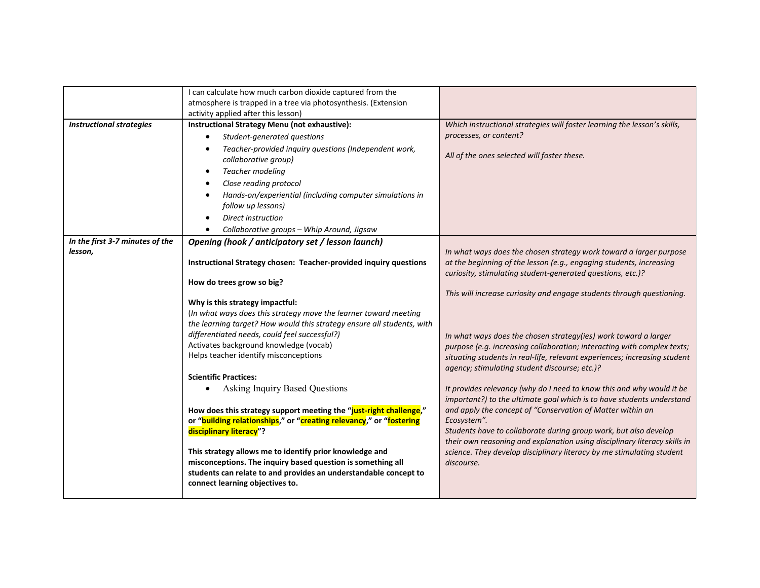| | | |
|---|---|---|
| | I can calculate how much carbon dioxide captured from the atmosphere is trapped in a tree via photosynthesis. (Extension activity applied after this lesson) | |
| ***Instructional strategies*** | **Instructional Strategy Menu (not exhaustive):**<br>• *Student-generated questions*<br>• *Teacher-provided inquiry questions (Independent work, collaborative group)*<br>• *Teacher modeling*<br>• *Close reading protocol*<br>• *Hands-on/experiential (including computer simulations in follow up lessons)*<br>• *Direct instruction*<br>• *Collaborative groups – Whip Around, Jigsaw* | *Which instructional strategies will foster learning the lesson's skills, processes, or content?*<br><br>*All of the ones selected will foster these.* |
| ***In the first 3-7 minutes of the lesson,*** | ***Opening (hook / anticipatory set / lesson launch)***<br><br>**Instructional Strategy chosen: Teacher-provided inquiry questions**<br><br>**How do trees grow so big?**<br><br>**Why is this strategy impactful:**<br>(*In what ways does this strategy move the learner toward meeting the learning target? How would this strategy ensure all students, with differentiated needs, could feel successful?)*<br>Activates background knowledge (vocab)<br>Helps teacher identify misconceptions<br><br>**Scientific Practices:**<br>• Asking Inquiry Based Questions<br><br>**How does this strategy support meeting the "just-right challenge," or "building relationships," or "creating relevancy," or "fostering disciplinary literacy"?**<br><br>**This strategy allows me to identify prior knowledge and misconceptions. The inquiry based question is something all students can relate to and provides an understandable concept to connect learning objectives to.** | *In what ways does the chosen strategy work toward a larger purpose at the beginning of the lesson (e.g., engaging students, increasing curiosity, stimulating student-generated questions, etc.)?*<br><br>*This will increase curiosity and engage students through questioning.*<br><br>*In what ways does the chosen strategy(ies) work toward a larger purpose (e.g. increasing collaboration; interacting with complex texts; situating students in real-life, relevant experiences; increasing student agency; stimulating student discourse; etc.)?*<br><br>*It provides relevancy (why do I need to know this and why would it be important?) to the ultimate goal which is to have students understand and apply the concept of "Conservation of Matter within an Ecosystem".*<br>*Students have to collaborate during group work, but also develop their own reasoning and explanation using disciplinary literacy skills in science. They develop disciplinary literacy by me stimulating student discourse.* |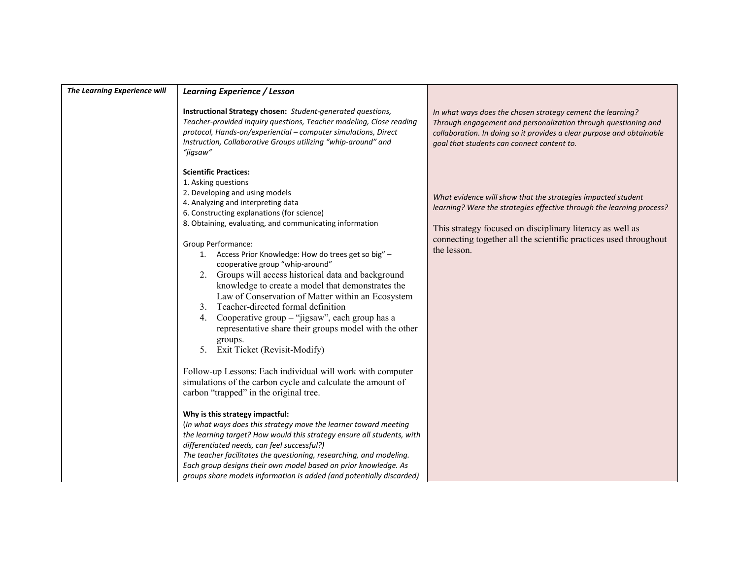| *The Learning Experience will* | ***Learning Experience / Lesson*** | |
|---|---|---|
| | **Instructional Strategy chosen:** *Student-generated questions, Teacher-provided inquiry questions, Teacher modeling, Close reading protocol, Hands-on/experiential – computer simulations, Direct Instruction, Collaborative Groups utilizing "whip-around" and "jigsaw"*<br><br>**Scientific Practices:**<br>1. Asking questions<br>2. Developing and using models<br>4. Analyzing and interpreting data<br>6. Constructing explanations (for science)<br>8. Obtaining, evaluating, and communicating information<br><br>Group Performance:<br>1. Access Prior Knowledge: How do trees get so big" – cooperative group "whip-around"<br>2. Groups will access historical data and background knowledge to create a model that demonstrates the Law of Conservation of Matter within an Ecosystem<br>3. Teacher-directed formal definition<br>4. Cooperative group – "jigsaw", each group has a representative share their groups model with the other groups.<br>5. Exit Ticket (Revisit-Modify)<br><br>Follow-up Lessons: Each individual will work with computer simulations of the carbon cycle and calculate the amount of carbon "trapped" in the original tree.<br><br>**Why is this strategy impactful:**<br>(*In what ways does this strategy move the learner toward meeting the learning target? How would this strategy ensure all students, with differentiated needs, can feel successful?)*<br>*The teacher facilitates the questioning, researching, and modeling. Each group designs their own model based on prior knowledge. As groups share models information is added (and potentially discarded)* | *In what ways does the chosen strategy cement the learning? Through engagement and personalization through questioning and collaboration. In doing so it provides a clear purpose and obtainable goal that students can connect content to.*<br><br>*What evidence will show that the strategies impacted student learning? Were the strategies effective through the learning process?*<br><br>This strategy focused on disciplinary literacy as well as connecting together all the scientific practices used throughout the lesson. |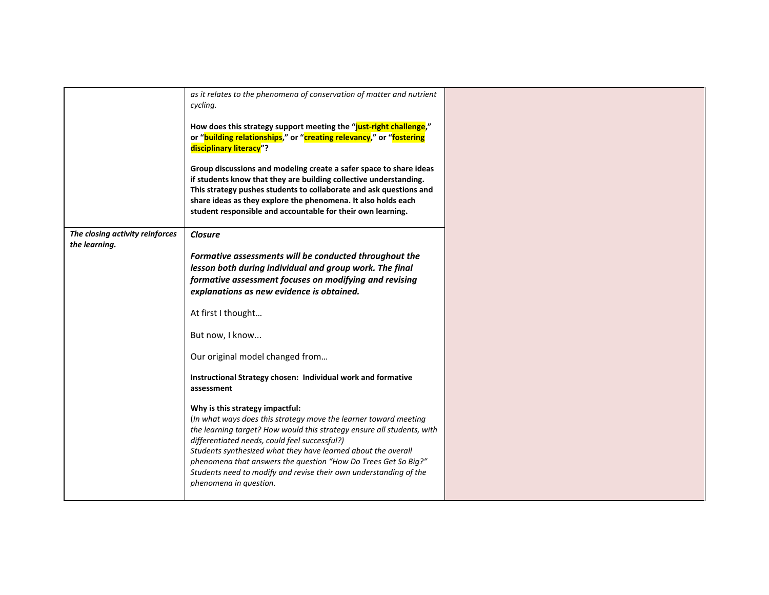| | | |
|---|---|---|
| | *as it relates to the phenomena of conservation of matter and nutrient cycling.*<br><br>**How does this strategy support meeting the "just-right challenge," or "building relationships," or "creating relevancy," or "fostering disciplinary literacy"?**<br><br>**Group discussions and modeling create a safer space to share ideas if students know that they are building collective understanding. This strategy pushes students to collaborate and ask questions and share ideas as they explore the phenomena. It also holds each student responsible and accountable for their own learning.** | |
| ***The closing activity reinforces the learning.*** | ***Closure***<br><br>***Formative assessments will be conducted throughout the lesson both during individual and group work. The final formative assessment focuses on modifying and revising explanations as new evidence is obtained.***<br><br>At first I thought…<br><br>But now, I know...<br><br>Our original model changed from…<br><br>**Instructional Strategy chosen: Individual work and formative assessment**<br><br>**Why is this strategy impactful:**<br>(*In what ways does this strategy move the learner toward meeting the learning target? How would this strategy ensure all students, with differentiated needs, could feel successful?)*<br>*Students synthesized what they have learned about the overall phenomena that answers the question "How Do Trees Get So Big?" Students need to modify and revise their own understanding of the phenomena in question.* | |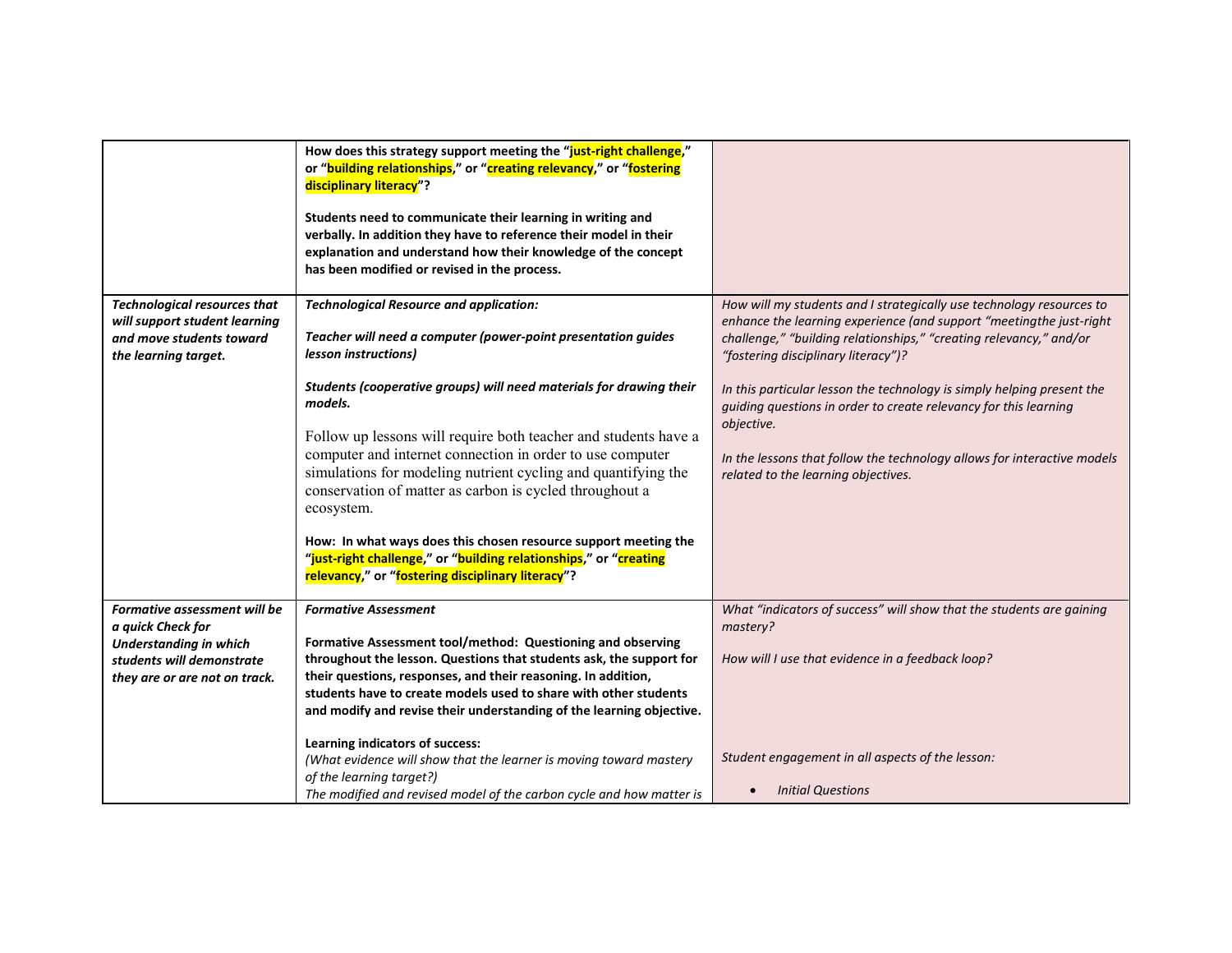| | | |
|---|---|---|
| | **How does this strategy support meeting the "just-right challenge," or "building relationships," or "creating relevancy," or "fostering disciplinary literacy"?**<br><br>**Students need to communicate their learning in writing and verbally. In addition they have to reference their model in their explanation and understand how their knowledge of the concept has been modified or revised in the process.** | |
| ***Technological resources that will support student learning and move students toward the learning target.*** | ***Technological Resource and application:***<br><br>***Teacher will need a computer (power-point presentation guides lesson instructions)***<br><br>***Students (cooperative groups) will need materials for drawing their models.***<br><br>Follow up lessons will require both teacher and students have a computer and internet connection in order to use computer simulations for modeling nutrient cycling and quantifying the conservation of matter as carbon is cycled throughout a ecosystem.<br><br>**How: In what ways does this chosen resource support meeting the "just-right challenge," or "building relationships," or "creating relevancy," or "fostering disciplinary literacy"?** | *How will my students and I strategically use technology resources to enhance the learning experience (and support "meetingthe just-right challenge," "building relationships," "creating relevancy," and/or "fostering disciplinary literacy")?*<br><br>*In this particular lesson the technology is simply helping present the guiding questions in order to create relevancy for this learning objective.*<br><br>*In the lessons that follow the technology allows for interactive models related to the learning objectives.* |
| ***Formative assessment will be a quick Check for Understanding in which students will demonstrate they are or are not on track.*** | ***Formative Assessment***<br><br>**Formative Assessment tool/method: Questioning and observing throughout the lesson. Questions that students ask, the support for their questions, responses, and their reasoning. In addition, students have to create models used to share with other students and modify and revise their understanding of the learning objective.**<br><br>**Learning indicators of success:**<br>*(What evidence will show that the learner is moving toward mastery of the learning target?)*<br>*The modified and revised model of the carbon cycle and how matter is* | *What "indicators of success" will show that the students are gaining mastery?*<br><br>*How will I use that evidence in a feedback loop?*<br><br>*Student engagement in all aspects of the lesson:*<br><br>• *Initial Questions* |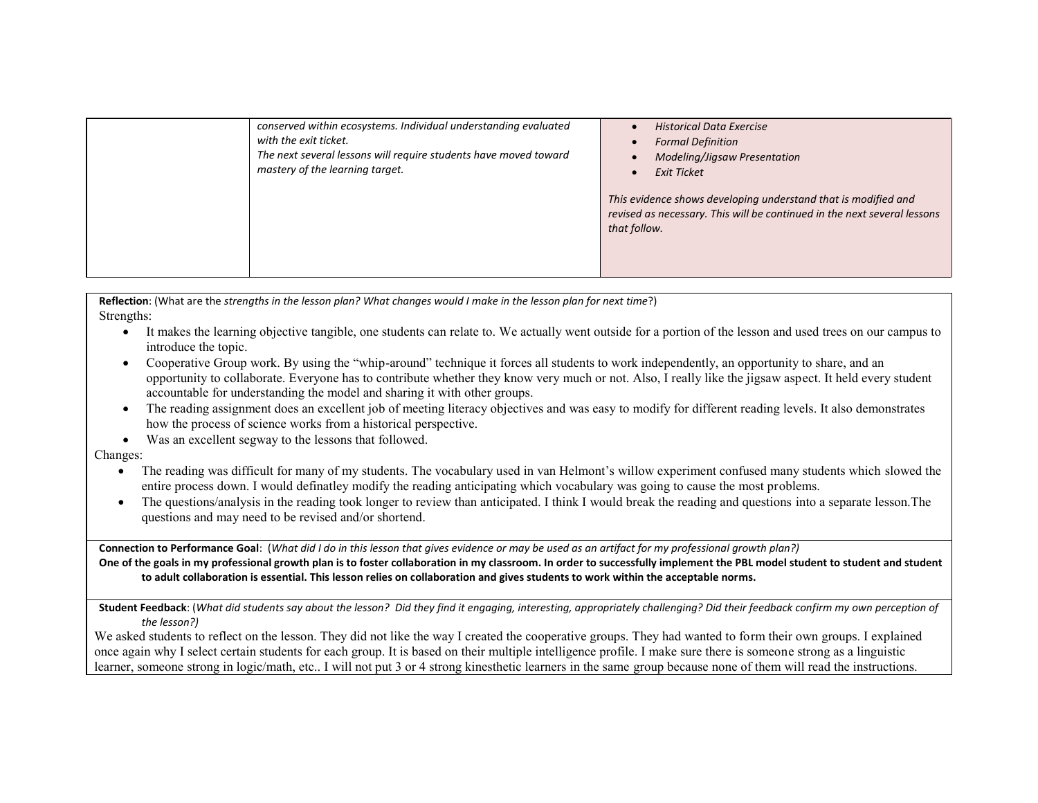| | | |
|---|---|---|
| | *conserved within ecosystems. Individual understanding evaluated with the exit ticket.*<br>*The next several lessons will require students have moved toward mastery of the learning target.* | • *Historical Data Exercise*<br>• *Formal Definition*<br>• *Modeling/Jigsaw Presentation*<br>• *Exit Ticket*<br><br>*This evidence shows developing understand that is modified and revised as necessary. This will be continued in the next several lessons that follow.* |

**Reflection**: (What are the *strengths in the lesson plan? What changes would I make in the lesson plan for next time*?)

Strengths:

- It makes the learning objective tangible, one students can relate to. We actually went outside for a portion of the lesson and used trees on our campus to introduce the topic.
- Cooperative Group work. By using the "whip-around" technique it forces all students to work independently, an opportunity to share, and an opportunity to collaborate. Everyone has to contribute whether they know very much or not. Also, I really like the jigsaw aspect. It held every student accountable for understanding the model and sharing it with other groups.
- The reading assignment does an excellent job of meeting literacy objectives and was easy to modify for different reading levels. It also demonstrates how the process of science works from a historical perspective.
- Was an excellent segway to the lessons that followed.

Changes:

- The reading was difficult for many of my students. The vocabulary used in van Helmont's willow experiment confused many students which slowed the entire process down. I would definatley modify the reading anticipating which vocabulary was going to cause the most problems.
- The questions/analysis in the reading took longer to review than anticipated. I think I would break the reading and questions into a separate lesson.The questions and may need to be revised and/or shortend.

**Connection to Performance Goal**: (*What did I do in this lesson that gives evidence or may be used as an artifact for my professional growth plan?)*

**One of the goals in my professional growth plan is to foster collaboration in my classroom. In order to successfully implement the PBL model student to student and student to adult collaboration is essential. This lesson relies on collaboration and gives students to work within the acceptable norms.**

**Student Feedback**: (*What did students say about the lesson? Did they find it engaging, interesting, appropriately challenging? Did their feedback confirm my own perception of the lesson?)*

We asked students to reflect on the lesson. They did not like the way I created the cooperative groups. They had wanted to form their own groups. I explained once again why I select certain students for each group. It is based on their multiple intelligence profile. I make sure there is someone strong as a linguistic learner, someone strong in logic/math, etc.. I will not put 3 or 4 strong kinesthetic learners in the same group because none of them will read the instructions.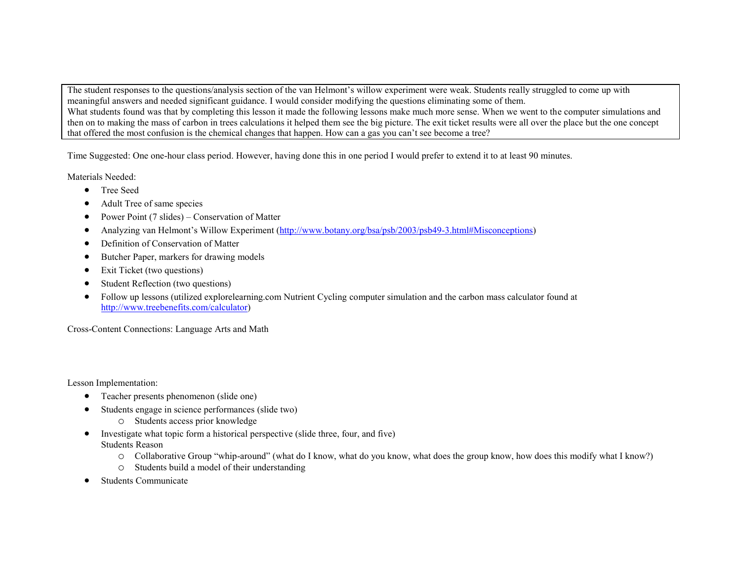> The student responses to the questions/analysis section of the van Helmont's willow experiment were weak. Students really struggled to come up with meaningful answers and needed significant guidance. I would consider modifying the questions eliminating some of them.
> What students found was that by completing this lesson it made the following lessons make much more sense. When we went to the computer simulations and then on to making the mass of carbon in trees calculations it helped them see the big picture. The exit ticket results were all over the place but the one concept that offered the most confusion is the chemical changes that happen. How can a gas you can't see become a tree?

Time Suggested: One one-hour class period. However, having done this in one period I would prefer to extend it to at least 90 minutes.

Materials Needed:

- Tree Seed
- Adult Tree of same species
- Power Point (7 slides) – Conservation of Matter
- Analyzing van Helmont's Willow Experiment (http://www.botany.org/bsa/psb/2003/psb49-3.html#Misconceptions)
- Definition of Conservation of Matter
- Butcher Paper, markers for drawing models
- Exit Ticket (two questions)
- Student Reflection (two questions)
- Follow up lessons (utilized explorelearning.com Nutrient Cycling computer simulation and the carbon mass calculator found at http://www.treebenefits.com/calculator)

Cross-Content Connections: Language Arts and Math

Lesson Implementation:

- Teacher presents phenomenon (slide one)
- Students engage in science performances (slide two)
  - Students access prior knowledge
- Investigate what topic form a historical perspective (slide three, four, and five)
  Students Reason
  - Collaborative Group "whip-around" (what do I know, what do you know, what does the group know, how does this modify what I know?)
  - Students build a model of their understanding
- Students Communicate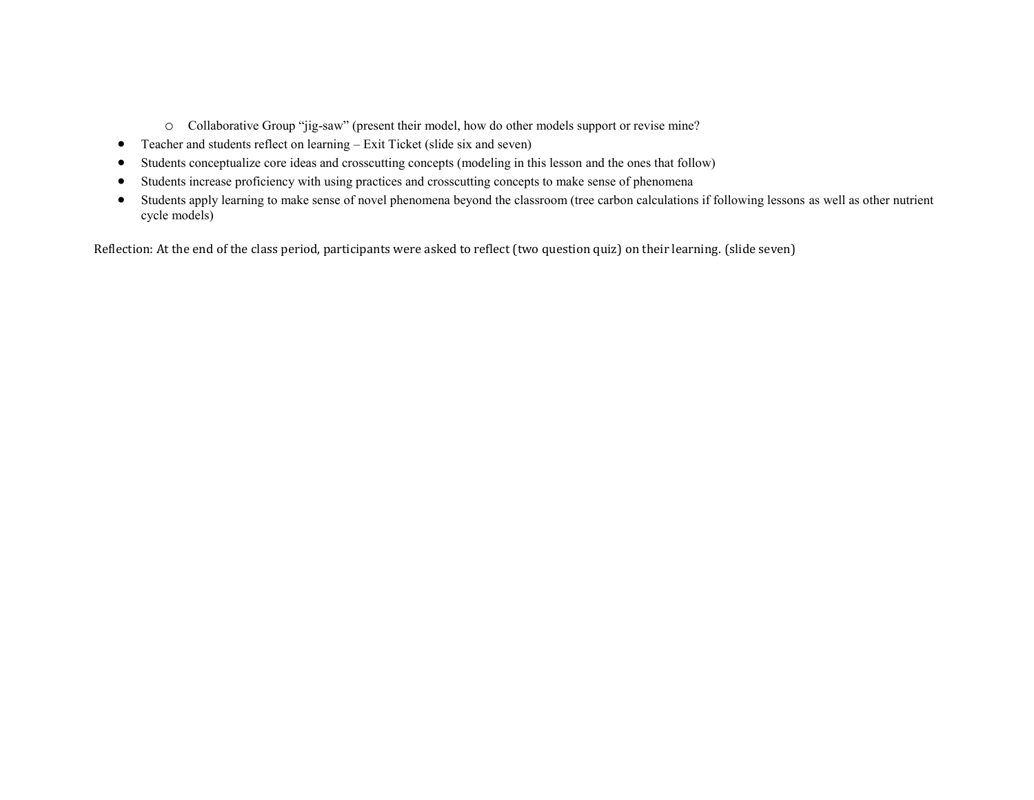- Collaborative Group "jig-saw" (present their model, how do other models support or revise mine?
- Teacher and students reflect on learning – Exit Ticket (slide six and seven)
- Students conceptualize core ideas and crosscutting concepts (modeling in this lesson and the ones that follow)
- Students increase proficiency with using practices and crosscutting concepts to make sense of phenomena
- Students apply learning to make sense of novel phenomena beyond the classroom (tree carbon calculations if following lessons as well as other nutrient cycle models)

Reflection: At the end of the class period, participants were asked to reflect (two question quiz) on their learning. (slide seven)